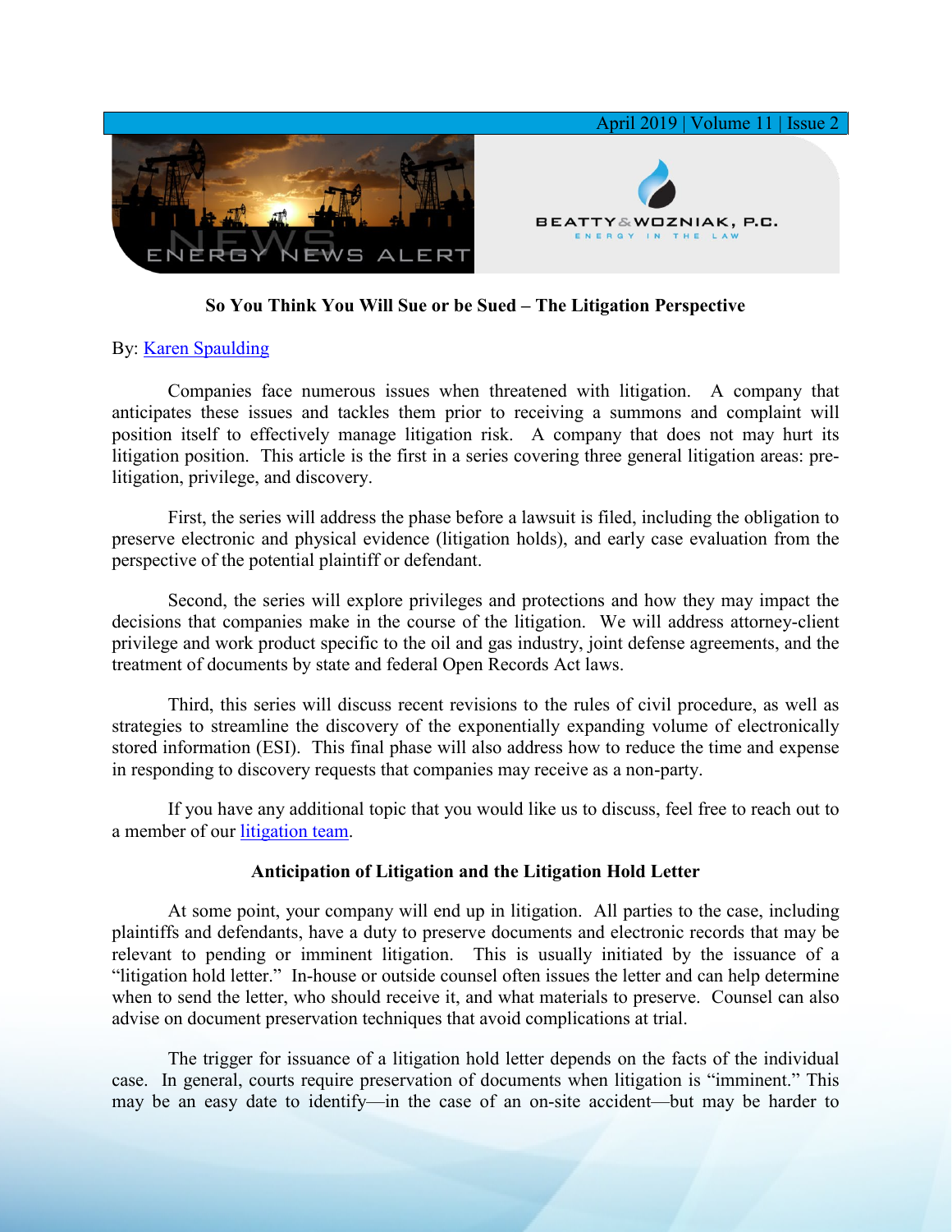# So You Think You Will Sue or be Sued – The Litigation Perspective

By: Karen Spaulding

Companies face numerous issues when threatened with litigation. A company that anticipates these issues and tackles them prior to receiving a summons and complaint will position itself to effectively manage litigation risk. A company that does not may hurt its litigation position. This article is the first in a series covering three general litigation areas: pre-litigation, privilege, and discovery.

First, the series will address the phase before a lawsuit is filed, including the obligation to preserve electronic and physical evidence (litigation holds), and early case evaluation from the perspective of the potential plaintiff or defendant.

Second, the series will explore privileges and protections and how they may impact the decisions that companies make in the course of the litigation. We will address attorney-client privilege and work product specific to the oil and gas industry, joint defense agreements, and the treatment of documents by state and federal Open Records Act laws.

Third, this series will discuss recent revisions to the rules of civil procedure, as well as strategies to streamline the discovery of the exponentially expanding volume of electronically stored information (ESI). This final phase will also address how to reduce the time and expense in responding to discovery requests that companies may receive as a non-party.

If you have any additional topic that you would like us to discuss, feel free to reach out to a member of our litigation team.

## Anticipation of Litigation and the Litigation Hold Letter

At some point, your company will end up in litigation. All parties to the case, including plaintiffs and defendants, have a duty to preserve documents and electronic records that may be relevant to pending or imminent litigation. This is usually initiated by the issuance of a "litigation hold letter." In-house or outside counsel often issues the letter and can help determine when to send the letter, who should receive it, and what materials to preserve. Counsel can also advise on document preservation techniques that avoid complications at trial.

The trigger for issuance of a litigation hold letter depends on the facts of the individual case. In general, courts require preservation of documents when litigation is "imminent." This may be an easy date to identify—in the case of an on-site accident—but may be harder to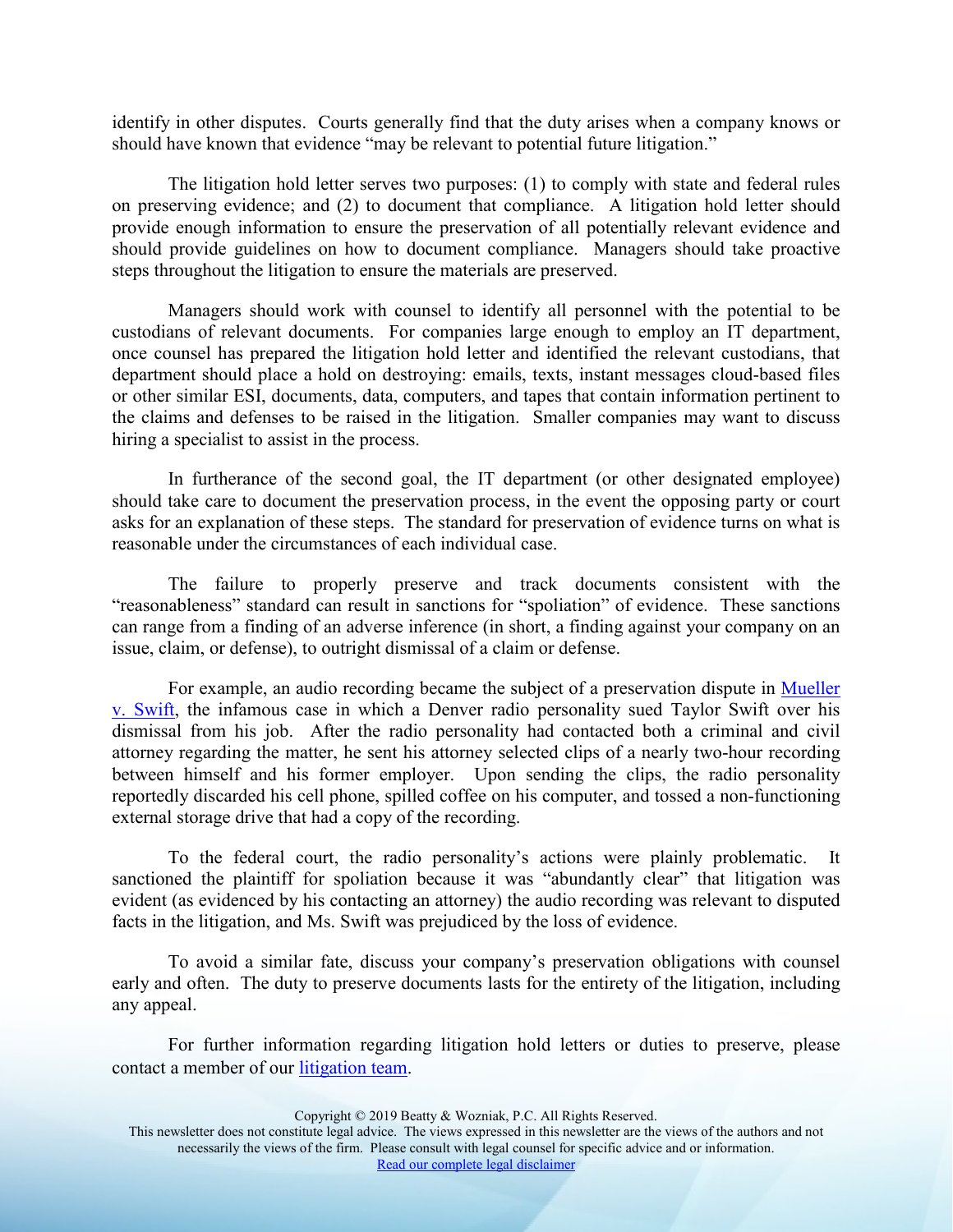identify in other disputes. Courts generally find that the duty arises when a company knows or should have known that evidence "may be relevant to potential future litigation."

The litigation hold letter serves two purposes: (1) to comply with state and federal rules on preserving evidence; and (2) to document that compliance. A litigation hold letter should provide enough information to ensure the preservation of all potentially relevant evidence and should provide guidelines on how to document compliance. Managers should take proactive steps throughout the litigation to ensure the materials are preserved.

Managers should work with counsel to identify all personnel with the potential to be custodians of relevant documents. For companies large enough to employ an IT department, once counsel has prepared the litigation hold letter and identified the relevant custodians, that department should place a hold on destroying: emails, texts, instant messages cloud-based files or other similar ESI, documents, data, computers, and tapes that contain information pertinent to the claims and defenses to be raised in the litigation. Smaller companies may want to discuss hiring a specialist to assist in the process.

In furtherance of the second goal, the IT department (or other designated employee) should take care to document the preservation process, in the event the opposing party or court asks for an explanation of these steps. The standard for preservation of evidence turns on what is reasonable under the circumstances of each individual case.

The failure to properly preserve and track documents consistent with the "reasonableness" standard can result in sanctions for "spoliation" of evidence. These sanctions can range from a finding of an adverse inference (in short, a finding against your company on an issue, claim, or defense), to outright dismissal of a claim or defense.

For example, an audio recording became the subject of a preservation dispute in Mueller v. Swift, the infamous case in which a Denver radio personality sued Taylor Swift over his dismissal from his job. After the radio personality had contacted both a criminal and civil attorney regarding the matter, he sent his attorney selected clips of a nearly two-hour recording between himself and his former employer. Upon sending the clips, the radio personality reportedly discarded his cell phone, spilled coffee on his computer, and tossed a non-functioning external storage drive that had a copy of the recording.

To the federal court, the radio personality's actions were plainly problematic. It sanctioned the plaintiff for spoliation because it was "abundantly clear" that litigation was evident (as evidenced by his contacting an attorney) the audio recording was relevant to disputed facts in the litigation, and Ms. Swift was prejudiced by the loss of evidence.

To avoid a similar fate, discuss your company's preservation obligations with counsel early and often. The duty to preserve documents lasts for the entirety of the litigation, including any appeal.

For further information regarding litigation hold letters or duties to preserve, please contact a member of our litigation team.

Copyright © 2019 Beatty & Wozniak, P.C. All Rights Reserved.
This newsletter does not constitute legal advice. The views expressed in this newsletter are the views of the authors and not necessarily the views of the firm. Please consult with legal counsel for specific advice and or information.
Read our complete legal disclaimer